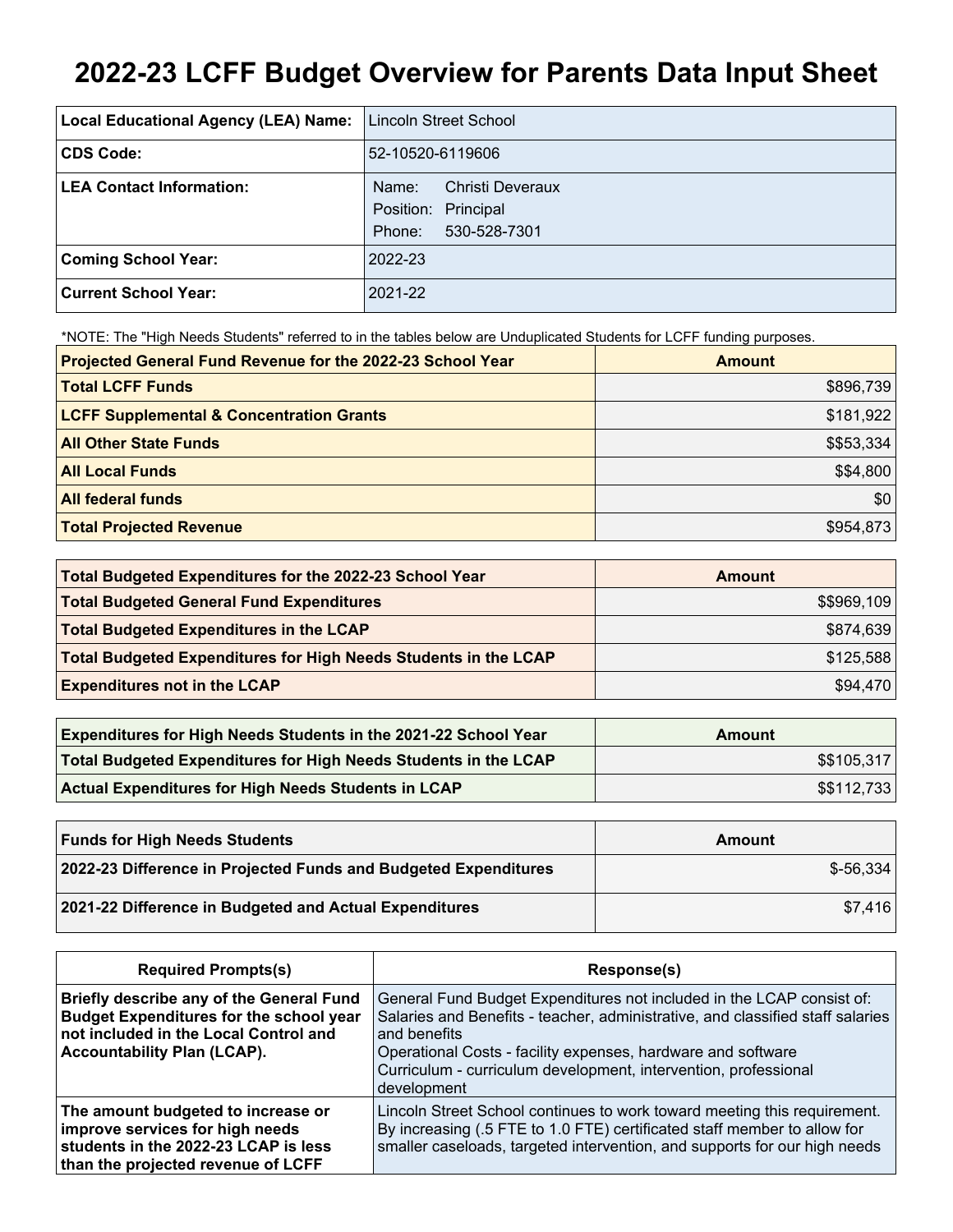# 2022-23 LCFF Budget Overview for Parents Data Input Sheet

| Local Educational Agency (LEA) Name: | Lincoln Street School |
|---|---|
| **CDS Code:** | 52-10520-6119606 |
| **LEA Contact Information:** | Name: Christi Deveraux<br>Position: Principal<br>Phone: 530-528-7301 |
| **Coming School Year:** | 2022-23 |
| **Current School Year:** | 2021-22 |

*NOTE: The "High Needs Students" referred to in the tables below are Unduplicated Students for LCFF funding purposes.

| Projected General Fund Revenue for the 2022-23 School Year | Amount |
|---|---|
| **Total LCFF Funds** | $896,739 |
| **LCFF Supplemental & Concentration Grants** | $181,922 |
| **All Other State Funds** | $$53,334 |
| **All Local Funds** | $$4,800 |
| **All federal funds** | $0 |
| **Total Projected Revenue** | $954,873 |

| Total Budgeted Expenditures for the 2022-23 School Year | Amount |
|---|---|
| **Total Budgeted General Fund Expenditures** | $$969,109 |
| **Total Budgeted Expenditures in the LCAP** | $874,639 |
| **Total Budgeted Expenditures for High Needs Students in the LCAP** | $125,588 |
| **Expenditures not in the LCAP** | $94,470 |

| Expenditures for High Needs Students in the 2021-22 School Year | Amount |
|---|---|
| **Total Budgeted Expenditures for High Needs Students in the LCAP** | $$105,317 |
| **Actual Expenditures for High Needs Students in LCAP** | $$112,733 |

| Funds for High Needs Students | Amount |
|---|---|
| **2022-23 Difference in Projected Funds and Budgeted Expenditures** | $-56,334 |
| **2021-22 Difference in Budgeted and Actual Expenditures** | $7,416 |

| Required Prompts(s) | Response(s) |
|---|---|
| **Briefly describe any of the General Fund Budget Expenditures for the school year not included in the Local Control and Accountability Plan (LCAP).** | General Fund Budget Expenditures not included in the LCAP consist of:<br>Salaries and Benefits - teacher, administrative, and classified staff salaries and benefits<br>Operational Costs - facility expenses, hardware and software<br>Curriculum - curriculum development, intervention, professional development |
| **The amount budgeted to increase or improve services for high needs students in the 2022-23 LCAP is less than the projected revenue of LCFF** | Lincoln Street School continues to work toward meeting this requirement. By increasing (.5 FTE to 1.0 FTE) certificated staff member to allow for smaller caseloads, targeted intervention, and supports for our high needs |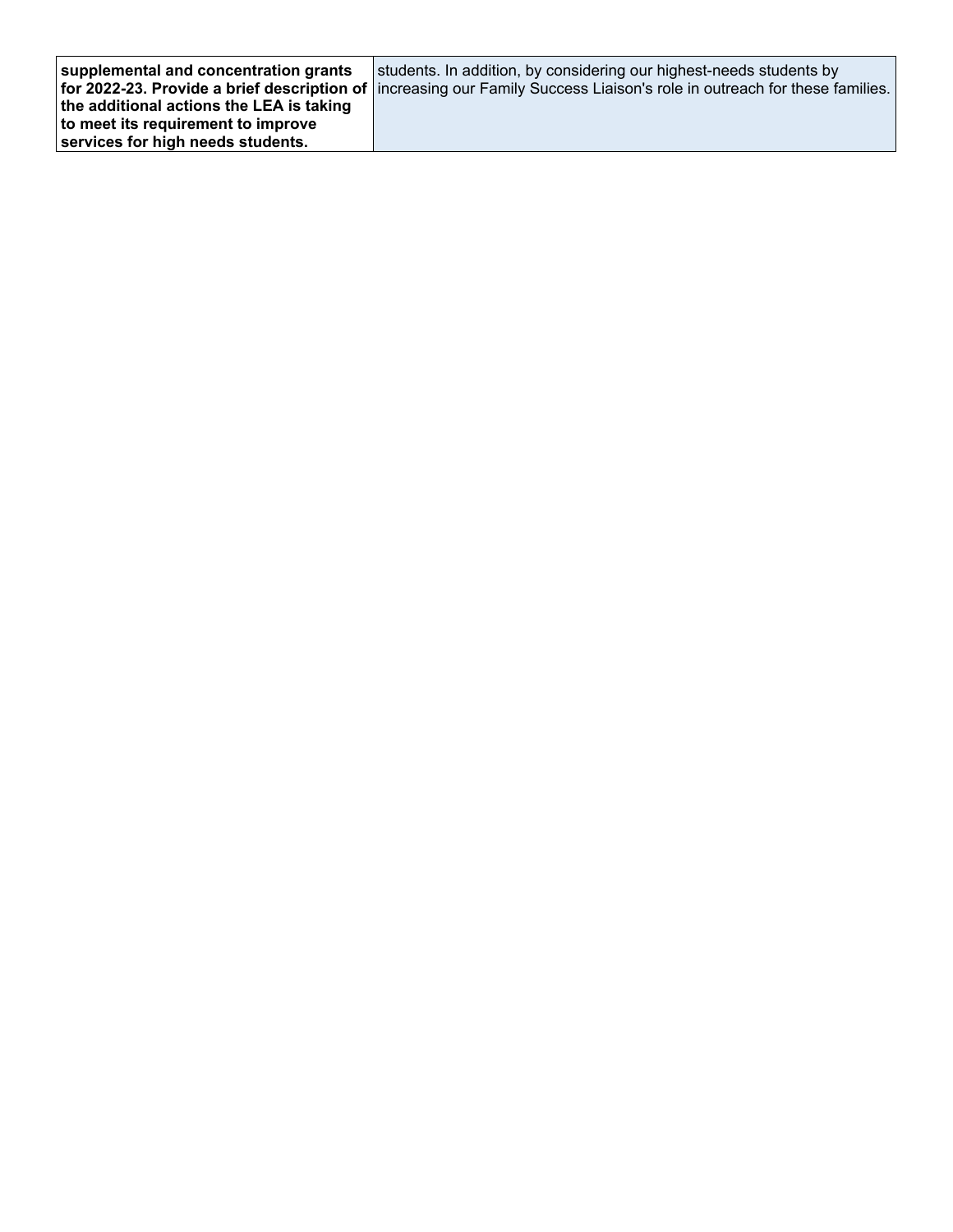| supplemental and concentration grants for 2022-23. Provide a brief description of the additional actions the LEA is taking to meet its requirement to improve services for high needs students. | students. In addition, by considering our highest-needs students by increasing our Family Success Liaison's role in outreach for these families. |
|---|---|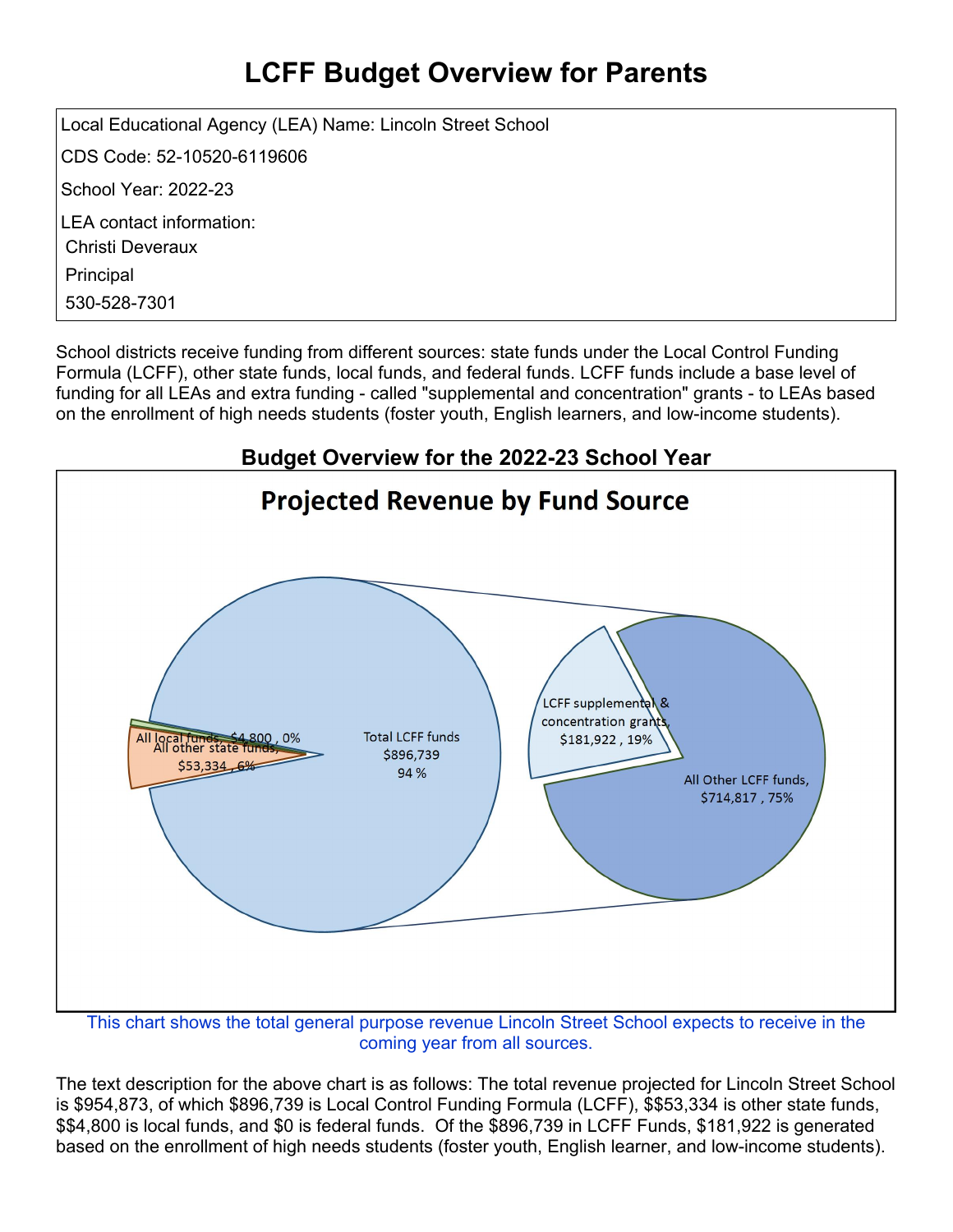# LCFF Budget Overview for Parents

Local Educational Agency (LEA) Name: Lincoln Street School

CDS Code: 52-10520-6119606

School Year: 2022-23

LEA contact information:

Christi Deveraux

Principal

530-528-7301

School districts receive funding from different sources: state funds under the Local Control Funding Formula (LCFF), other state funds, local funds, and federal funds. LCFF funds include a base level of funding for all LEAs and extra funding - called "supplemental and concentration" grants - to LEAs based on the enrollment of high needs students (foster youth, English learners, and low-income students).

## Budget Overview for the 2022-23 School Year

**Projected Revenue by Fund Source**

- All local funds, $4,800 , 0%
- All other state funds, $53,334 , 6%
- Total LCFF funds $896,739 94 %
- LCFF supplemental & concentration grants, $181,922 , 19%
- All Other LCFF funds, $714,817 , 75%

This chart shows the total general purpose revenue Lincoln Street School expects to receive in the coming year from all sources.

The text description for the above chart is as follows: The total revenue projected for Lincoln Street School is $954,873, of which $896,739 is Local Control Funding Formula (LCFF), $$53,334 is other state funds, $$4,800 is local funds, and $0 is federal funds. Of the $896,739 in LCFF Funds, $181,922 is generated based on the enrollment of high needs students (foster youth, English learner, and low-income students).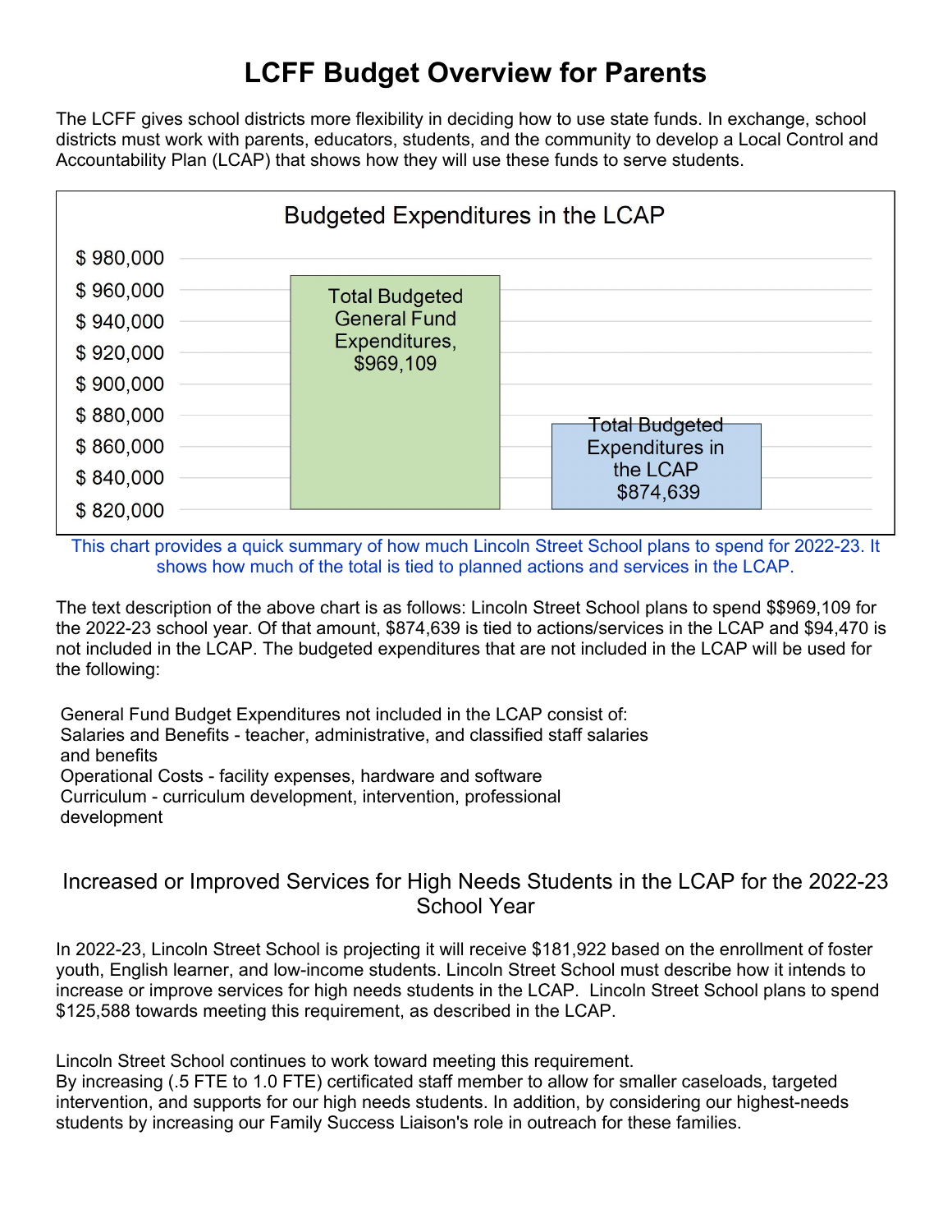# LCFF Budget Overview for Parents

The LCFF gives school districts more flexibility in deciding how to use state funds. In exchange, school districts must work with parents, educators, students, and the community to develop a Local Control and Accountability Plan (LCAP) that shows how they will use these funds to serve students.

Budgeted Expenditures in the LCAP

| | Amount |
|---|---|
| Total Budgeted General Fund Expenditures | $969,109 |
| Total Budgeted Expenditures in the LCAP | $874,639 |

This chart provides a quick summary of how much Lincoln Street School plans to spend for 2022-23. It shows how much of the total is tied to planned actions and services in the LCAP.

The text description of the above chart is as follows: Lincoln Street School plans to spend $$969,109 for the 2022-23 school year. Of that amount, $874,639 is tied to actions/services in the LCAP and $94,470 is not included in the LCAP. The budgeted expenditures that are not included in the LCAP will be used for the following:

General Fund Budget Expenditures not included in the LCAP consist of:
Salaries and Benefits - teacher, administrative, and classified staff salaries and benefits
Operational Costs - facility expenses, hardware and software
Curriculum - curriculum development, intervention, professional development

## Increased or Improved Services for High Needs Students in the LCAP for the 2022-23 School Year

In 2022-23, Lincoln Street School is projecting it will receive $181,922 based on the enrollment of foster youth, English learner, and low-income students. Lincoln Street School must describe how it intends to increase or improve services for high needs students in the LCAP. Lincoln Street School plans to spend $125,588 towards meeting this requirement, as described in the LCAP.

Lincoln Street School continues to work toward meeting this requirement.
By increasing (.5 FTE to 1.0 FTE) certificated staff member to allow for smaller caseloads, targeted intervention, and supports for our high needs students. In addition, by considering our highest-needs students by increasing our Family Success Liaison's role in outreach for these families.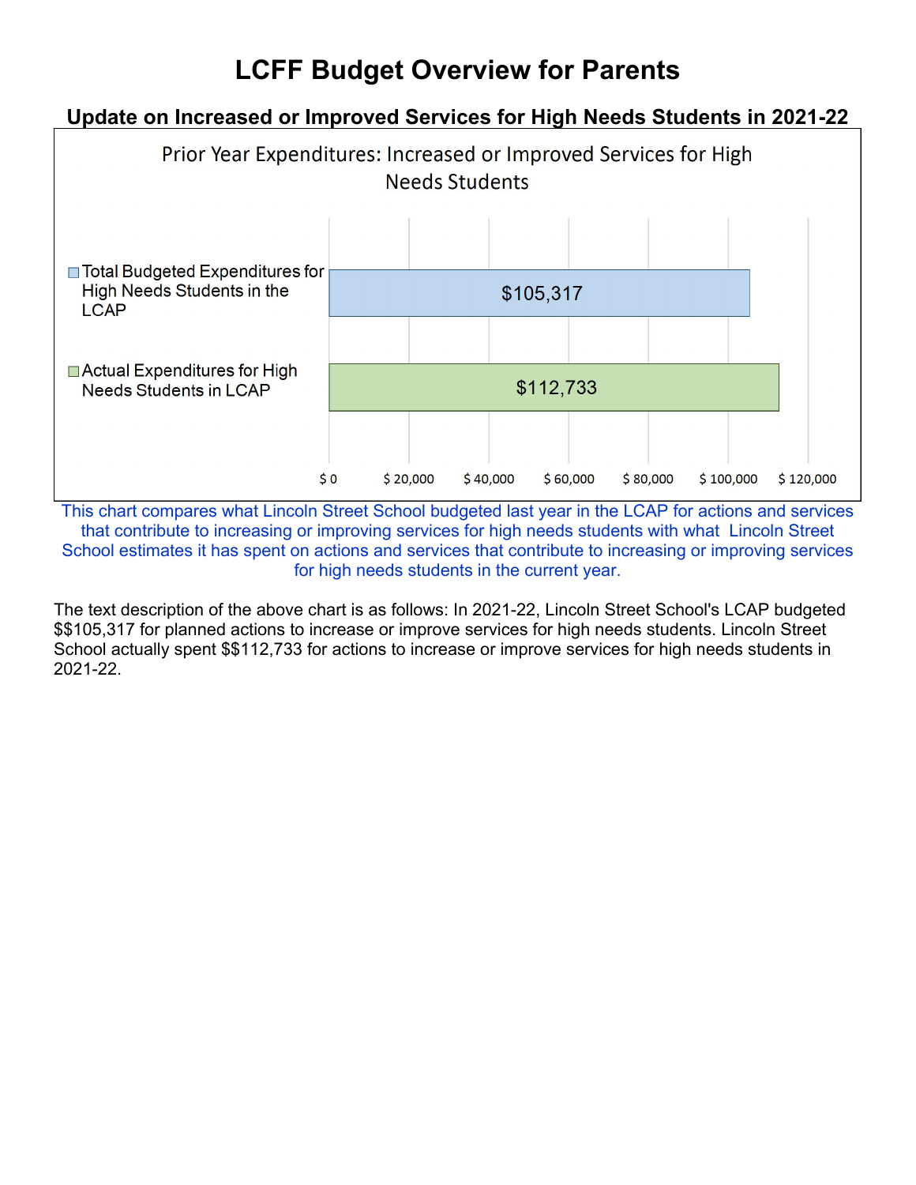# LCFF Budget Overview for Parents

## Update on Increased or Improved Services for High Needs Students in 2021-22

Prior Year Expenditures: Increased or Improved Services for High Needs Students

Total Budgeted Expenditures for High Needs Students in the LCAP

$105,317

Actual Expenditures for High Needs Students in LCAP

$112,733

$ 0
$ 20,000
$ 40,000
$ 60,000
$ 80,000
$ 100,000
$ 120,000

This chart compares what Lincoln Street School budgeted last year in the LCAP for actions and services that contribute to increasing or improving services for high needs students with what Lincoln Street School estimates it has spent on actions and services that contribute to increasing or improving services for high needs students in the current year.

The text description of the above chart is as follows: In 2021-22, Lincoln Street School's LCAP budgeted $$105,317 for planned actions to increase or improve services for high needs students. Lincoln Street School actually spent $$112,733 for actions to increase or improve services for high needs students in 2021-22.